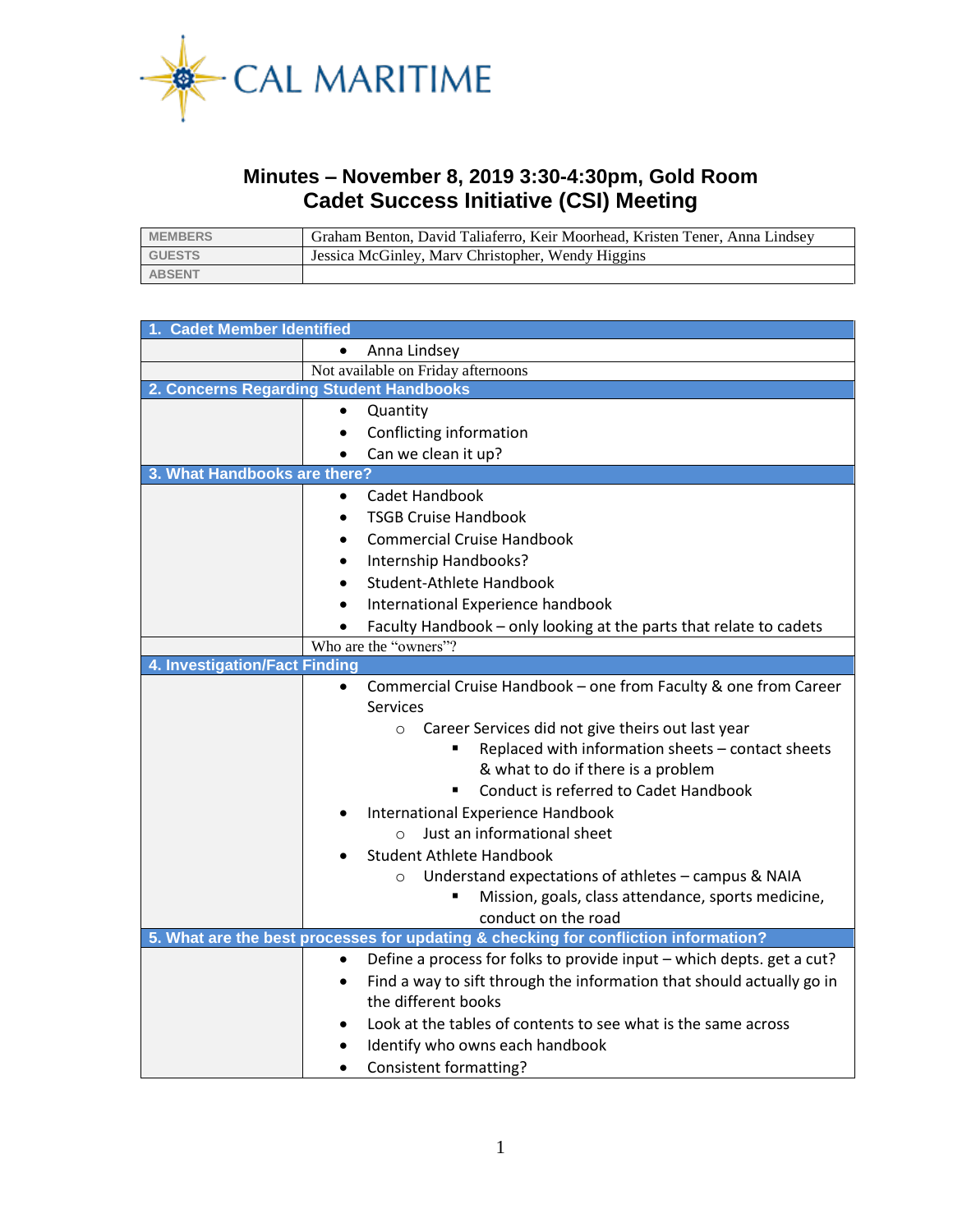CAL MARITIME

# Minutes – November 8, 2019 3:30-4:30pm, Gold Room
# Cadet Success Initiative (CSI) Meeting

| | |
|---|---|
| MEMBERS | Graham Benton, David Taliaferro, Keir Moorhead, Kristen Tener, Anna Lindsey |
| GUESTS | Jessica McGinley, Marv Christopher, Wendy Higgins |
| ABSENT | |

## 1. Cadet Member Identified

- Anna Lindsey

Not available on Friday afternoons

## 2. Concerns Regarding Student Handbooks

- Quantity
- Conflicting information
- Can we clean it up?

## 3. What Handbooks are there?

- Cadet Handbook
- TSGB Cruise Handbook
- Commercial Cruise Handbook
- Internship Handbooks?
- Student-Athlete Handbook
- International Experience handbook
- Faculty Handbook – only looking at the parts that relate to cadets

Who are the "owners"?

## 4. Investigation/Fact Finding

- Commercial Cruise Handbook – one from Faculty & one from Career Services
  - Career Services did not give theirs out last year
    - Replaced with information sheets – contact sheets & what to do if there is a problem
    - Conduct is referred to Cadet Handbook
- International Experience Handbook
  - Just an informational sheet
- Student Athlete Handbook
  - Understand expectations of athletes – campus & NAIA
    - Mission, goals, class attendance, sports medicine, conduct on the road

## 5. What are the best processes for updating & checking for confliction information?

- Define a process for folks to provide input – which depts. get a cut?
- Find a way to sift through the information that should actually go in the different books
- Look at the tables of contents to see what is the same across
- Identify who owns each handbook
- Consistent formatting?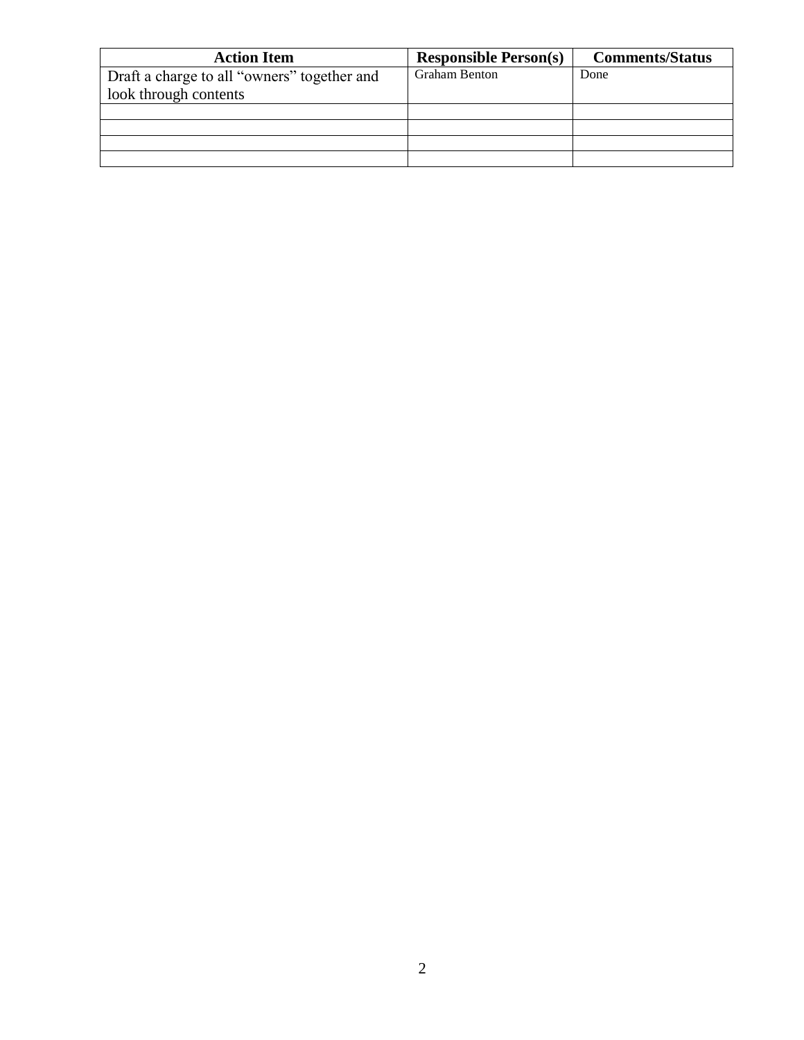| Action Item | Responsible Person(s) | Comments/Status |
|---|---|---|
| Draft a charge to all "owners" together and look through contents | Graham Benton | Done |
| | | |
| | | |
| | | |
| | | |